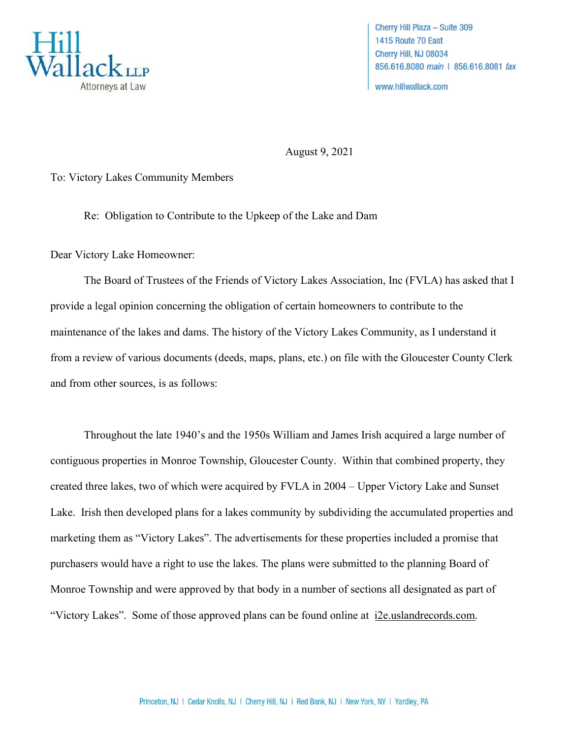**Hill Wallack LLP**
Attorneys at Law

Cherry Hill Plaza – Suite 309
1415 Route 70 East
Cherry Hill, NJ 08034
856.616.8080 *main* | 856.616.8081 *fax*
www.hillwallack.com

August 9, 2021

To: Victory Lakes Community Members

Re: Obligation to Contribute to the Upkeep of the Lake and Dam

Dear Victory Lake Homeowner:

The Board of Trustees of the Friends of Victory Lakes Association, Inc (FVLA) has asked that I provide a legal opinion concerning the obligation of certain homeowners to contribute to the maintenance of the lakes and dams. The history of the Victory Lakes Community, as I understand it from a review of various documents (deeds, maps, plans, etc.) on file with the Gloucester County Clerk and from other sources, is as follows:

Throughout the late 1940's and the 1950s William and James Irish acquired a large number of contiguous properties in Monroe Township, Gloucester County. Within that combined property, they created three lakes, two of which were acquired by FVLA in 2004 – Upper Victory Lake and Sunset Lake. Irish then developed plans for a lakes community by subdividing the accumulated properties and marketing them as "Victory Lakes". The advertisements for these properties included a promise that purchasers would have a right to use the lakes. The plans were submitted to the planning Board of Monroe Township and were approved by that body in a number of sections all designated as part of "Victory Lakes". Some of those approved plans can be found online at i2e.uslandrecords.com.

Princeton, NJ | Cedar Knolls, NJ | Cherry Hill, NJ | Red Bank, NJ | New York, NY | Yardley, PA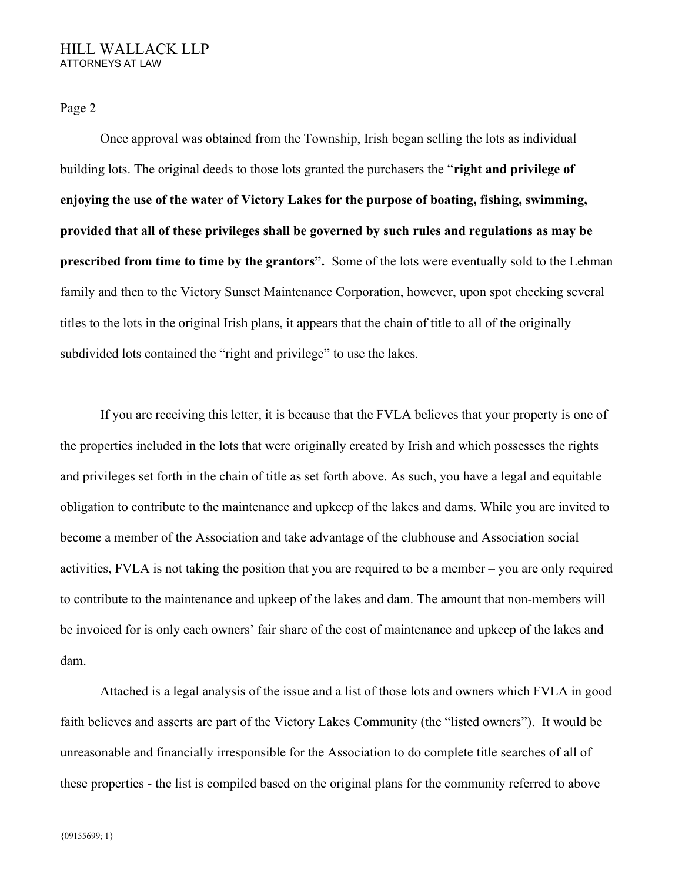Once approval was obtained from the Township, Irish began selling the lots as individual building lots. The original deeds to those lots granted the purchasers the "**right and privilege of enjoying the use of the water of Victory Lakes for the purpose of boating, fishing, swimming, provided that all of these privileges shall be governed by such rules and regulations as may be prescribed from time to time by the grantors".** Some of the lots were eventually sold to the Lehman family and then to the Victory Sunset Maintenance Corporation, however, upon spot checking several titles to the lots in the original Irish plans, it appears that the chain of title to all of the originally subdivided lots contained the "right and privilege" to use the lakes.

If you are receiving this letter, it is because that the FVLA believes that your property is one of the properties included in the lots that were originally created by Irish and which possesses the rights and privileges set forth in the chain of title as set forth above. As such, you have a legal and equitable obligation to contribute to the maintenance and upkeep of the lakes and dams. While you are invited to become a member of the Association and take advantage of the clubhouse and Association social activities, FVLA is not taking the position that you are required to be a member – you are only required to contribute to the maintenance and upkeep of the lakes and dam. The amount that non-members will be invoiced for is only each owners' fair share of the cost of maintenance and upkeep of the lakes and dam.

Attached is a legal analysis of the issue and a list of those lots and owners which FVLA in good faith believes and asserts are part of the Victory Lakes Community (the "listed owners"). It would be unreasonable and financially irresponsible for the Association to do complete title searches of all of these properties - the list is compiled based on the original plans for the community referred to above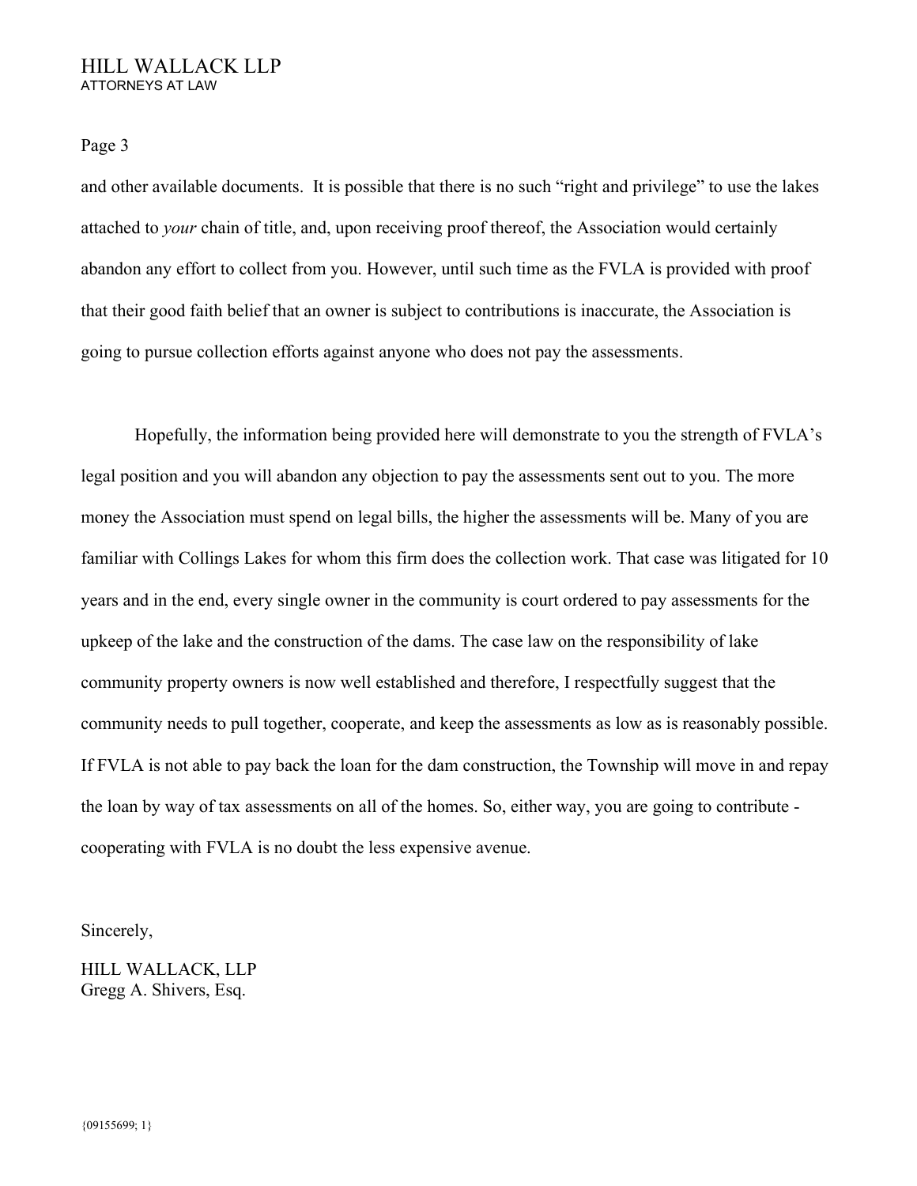and other available documents. It is possible that there is no such "right and privilege" to use the lakes attached to *your* chain of title, and, upon receiving proof thereof, the Association would certainly abandon any effort to collect from you. However, until such time as the FVLA is provided with proof that their good faith belief that an owner is subject to contributions is inaccurate, the Association is going to pursue collection efforts against anyone who does not pay the assessments.

Hopefully, the information being provided here will demonstrate to you the strength of FVLA's legal position and you will abandon any objection to pay the assessments sent out to you. The more money the Association must spend on legal bills, the higher the assessments will be. Many of you are familiar with Collings Lakes for whom this firm does the collection work. That case was litigated for 10 years and in the end, every single owner in the community is court ordered to pay assessments for the upkeep of the lake and the construction of the dams. The case law on the responsibility of lake community property owners is now well established and therefore, I respectfully suggest that the community needs to pull together, cooperate, and keep the assessments as low as is reasonably possible. If FVLA is not able to pay back the loan for the dam construction, the Township will move in and repay the loan by way of tax assessments on all of the homes. So, either way, you are going to contribute - cooperating with FVLA is no doubt the less expensive avenue.

Sincerely,

HILL WALLACK, LLP
Gregg A. Shivers, Esq.

{09155699; 1}